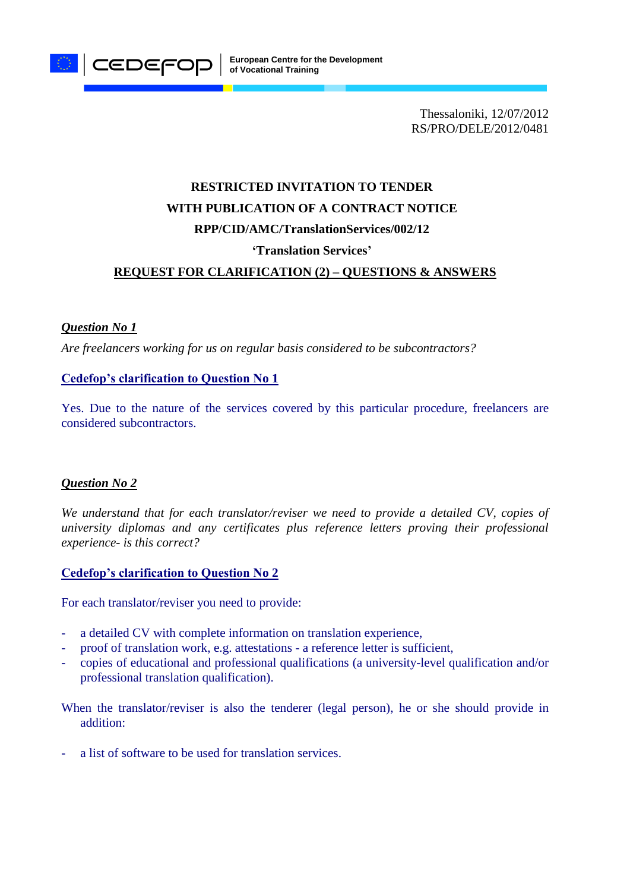CEDEFOP | European Centre for the Development of Vocational Training

Thessaloniki, 12/07/2012
RS/PRO/DELE/2012/0481

**RESTRICTED INVITATION TO TENDER**

**WITH PUBLICATION OF A CONTRACT NOTICE**

**RPP/CID/AMC/TranslationServices/002/12**

**'Translation Services'**

**REQUEST FOR CLARIFICATION (2) – QUESTIONS & ANSWERS**

***Question No 1***

*Are freelancers working for us on regular basis considered to be subcontractors?*

**Cedefop's clarification to Question No 1**

Yes. Due to the nature of the services covered by this particular procedure, freelancers are considered subcontractors.

***Question No 2***

*We understand that for each translator/reviser we need to provide a detailed CV, copies of university diplomas and any certificates plus reference letters proving their professional experience- is this correct?*

**Cedefop's clarification to Question No 2**

For each translator/reviser you need to provide:

- a detailed CV with complete information on translation experience,
- proof of translation work, e.g. attestations - a reference letter is sufficient,
- copies of educational and professional qualifications (a university-level qualification and/or professional translation qualification).

When the translator/reviser is also the tenderer (legal person), he or she should provide in addition:

- a list of software to be used for translation services.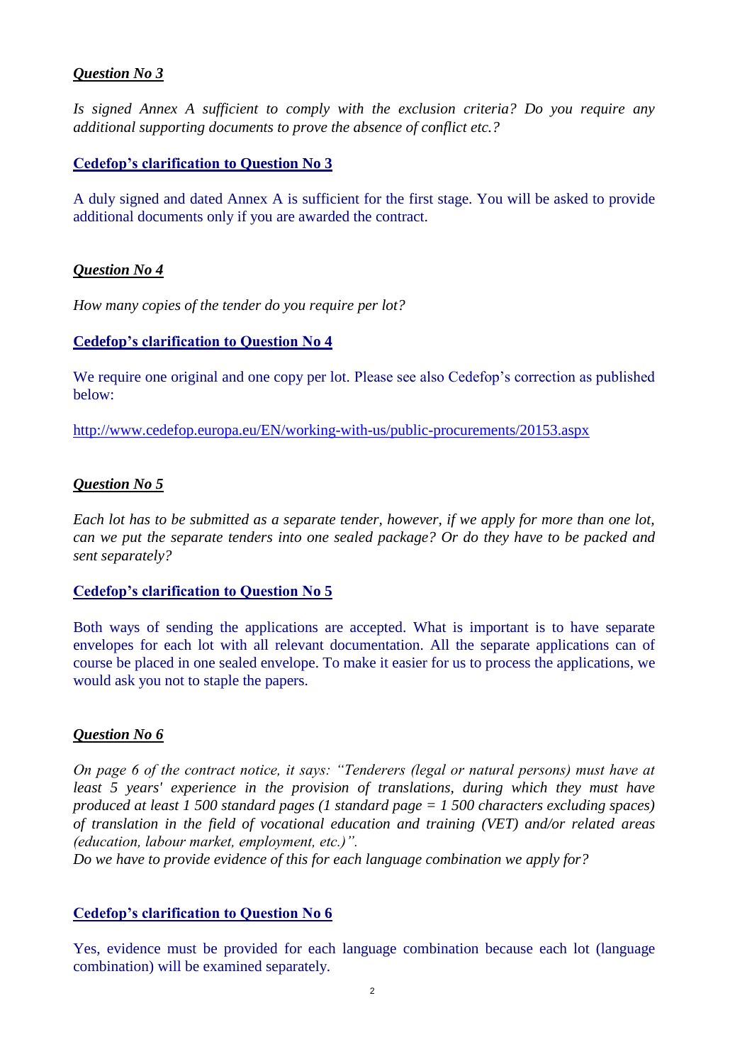***Question No 3***

*Is signed Annex A sufficient to comply with the exclusion criteria? Do you require any additional supporting documents to prove the absence of conflict etc.?*

**Cedefop's clarification to Question No 3**

A duly signed and dated Annex A is sufficient for the first stage. You will be asked to provide additional documents only if you are awarded the contract.

***Question No 4***

*How many copies of the tender do you require per lot?*

**Cedefop's clarification to Question No 4**

We require one original and one copy per lot. Please see also Cedefop's correction as published below:

http://www.cedefop.europa.eu/EN/working-with-us/public-procurements/20153.aspx

***Question No 5***

*Each lot has to be submitted as a separate tender, however, if we apply for more than one lot, can we put the separate tenders into one sealed package? Or do they have to be packed and sent separately?*

**Cedefop's clarification to Question No 5**

Both ways of sending the applications are accepted. What is important is to have separate envelopes for each lot with all relevant documentation. All the separate applications can of course be placed in one sealed envelope. To make it easier for us to process the applications, we would ask you not to staple the papers.

***Question No 6***

*On page 6 of the contract notice, it says: "Tenderers (legal or natural persons) must have at least 5 years' experience in the provision of translations, during which they must have produced at least 1 500 standard pages (1 standard page = 1 500 characters excluding spaces) of translation in the field of vocational education and training (VET) and/or related areas (education, labour market, employment, etc.)".*
*Do we have to provide evidence of this for each language combination we apply for?*

**Cedefop's clarification to Question No 6**

Yes, evidence must be provided for each language combination because each lot (language combination) will be examined separately.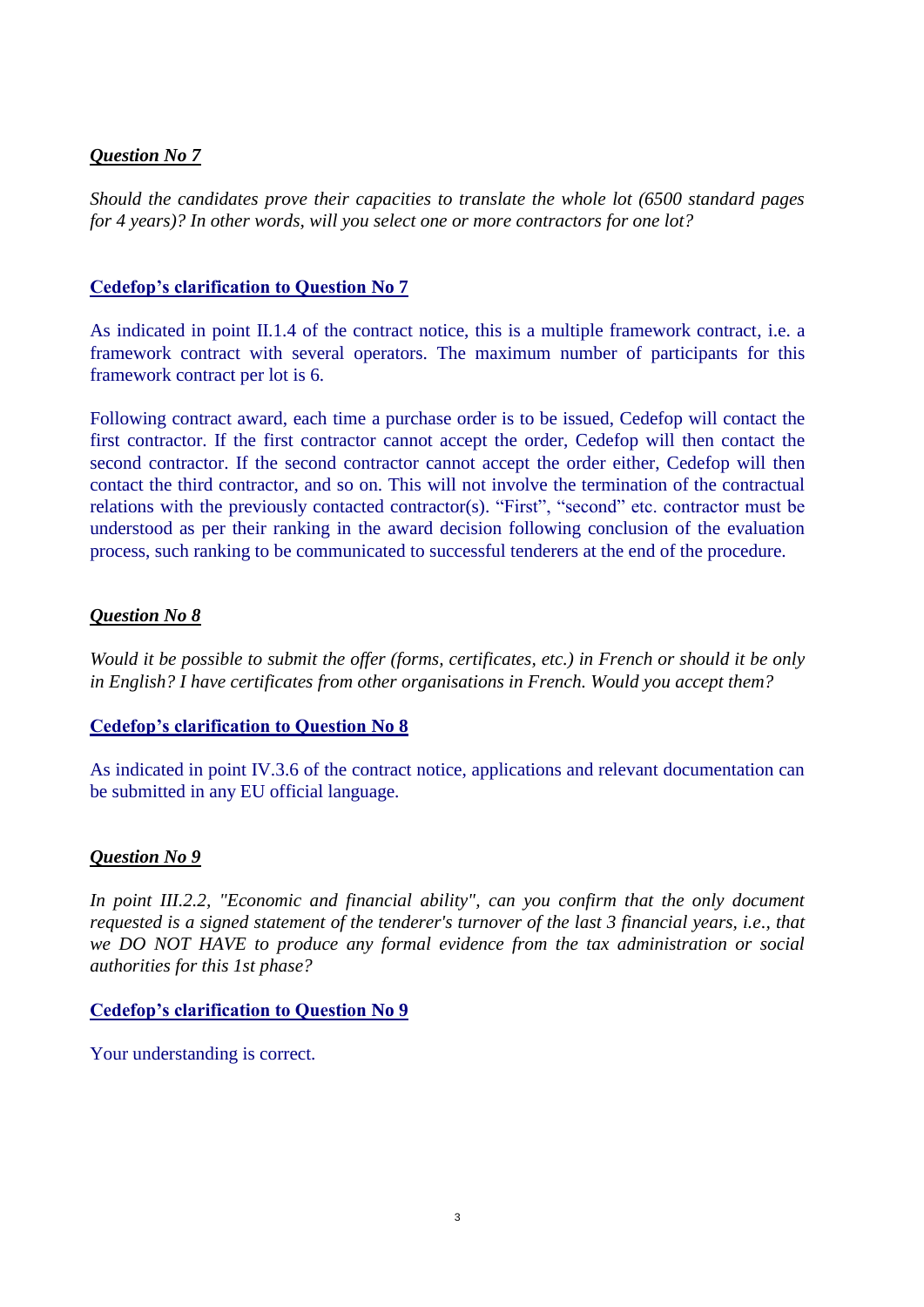***Question No 7***

*Should the candidates prove their capacities to translate the whole lot (6500 standard pages for 4 years)? In other words, will you select one or more contractors for one lot?*

**Cedefop's clarification to Question No 7**

As indicated in point II.1.4 of the contract notice, this is a multiple framework contract, i.e. a framework contract with several operators. The maximum number of participants for this framework contract per lot is 6.

Following contract award, each time a purchase order is to be issued, Cedefop will contact the first contractor. If the first contractor cannot accept the order, Cedefop will then contact the second contractor. If the second contractor cannot accept the order either, Cedefop will then contact the third contractor, and so on. This will not involve the termination of the contractual relations with the previously contacted contractor(s). "First", "second" etc. contractor must be understood as per their ranking in the award decision following conclusion of the evaluation process, such ranking to be communicated to successful tenderers at the end of the procedure.

***Question No 8***

*Would it be possible to submit the offer (forms, certificates, etc.) in French or should it be only in English? I have certificates from other organisations in French. Would you accept them?*

**Cedefop's clarification to Question No 8**

As indicated in point IV.3.6 of the contract notice, applications and relevant documentation can be submitted in any EU official language.

***Question No 9***

*In point III.2.2, "Economic and financial ability", can you confirm that the only document requested is a signed statement of the tenderer's turnover of the last 3 financial years, i.e., that we DO NOT HAVE to produce any formal evidence from the tax administration or social authorities for this 1st phase?*

**Cedefop's clarification to Question No 9**

Your understanding is correct.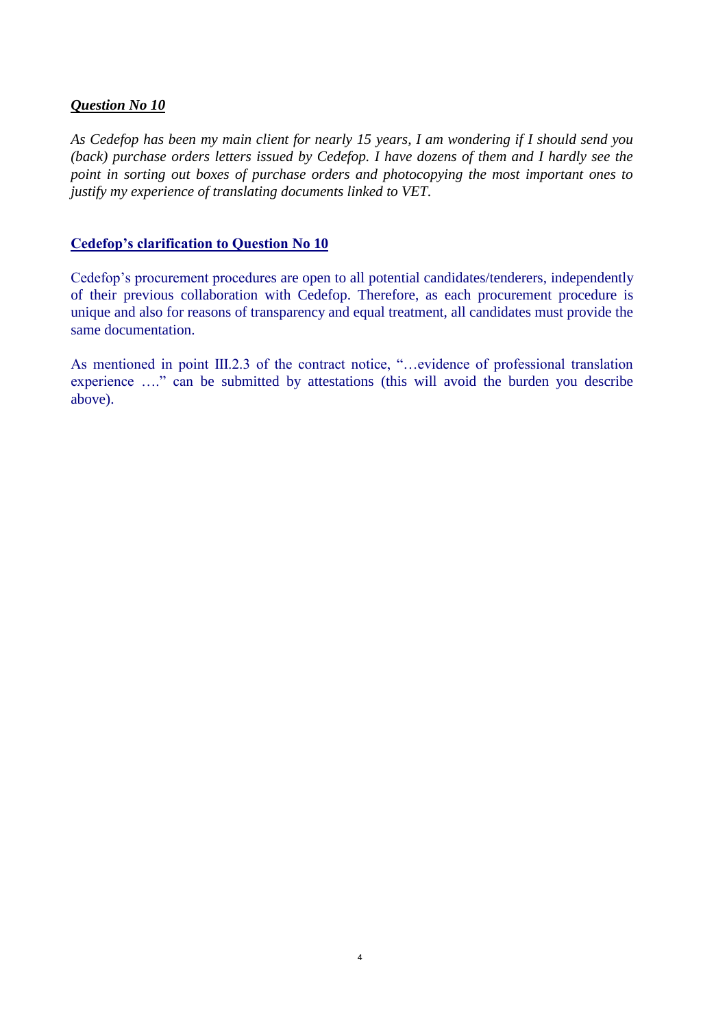***Question No 10***

*As Cedefop has been my main client for nearly 15 years, I am wondering if I should send you (back) purchase orders letters issued by Cedefop. I have dozens of them and I hardly see the point in sorting out boxes of purchase orders and photocopying the most important ones to justify my experience of translating documents linked to VET.*

**Cedefop's clarification to Question No 10**

Cedefop's procurement procedures are open to all potential candidates/tenderers, independently of their previous collaboration with Cedefop. Therefore, as each procurement procedure is unique and also for reasons of transparency and equal treatment, all candidates must provide the same documentation.

As mentioned in point III.2.3 of the contract notice, "…evidence of professional translation experience …." can be submitted by attestations (this will avoid the burden you describe above).